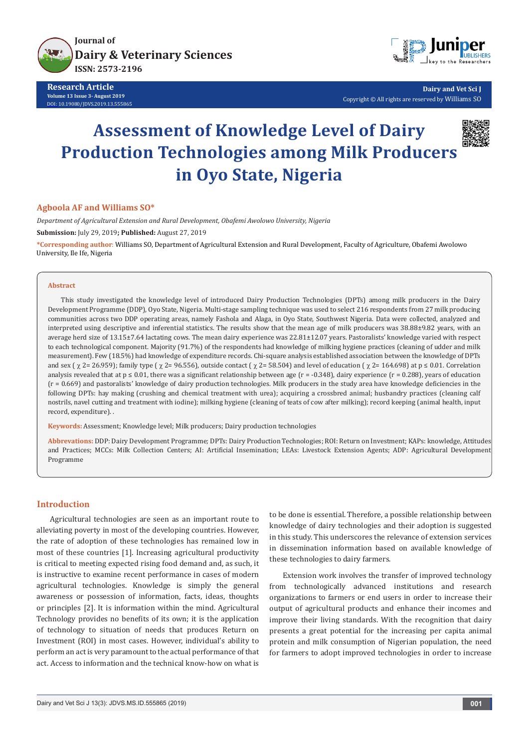Journal of
Dairy & Veterinary Sciences
ISSN: 2573-2196

**Research Article**
Volume 13 Issue 3- August 2019
DOI: 10.19080/JDVS.2019.13.555865

**Dairy and Vet Sci J**
Copyright © All rights are reserved by Williams SO

# Assessment of Knowledge Level of Dairy Production Technologies among Milk Producers in Oyo State, Nigeria

**Agboola AF and Williams SO***

*Department of Agricultural Extension and Rural Development, Obafemi Awolowo University, Nigeria*

**Submission:** July 29, 2019; **Published:** August 27, 2019

***Corresponding author:** Williams SO, Department of Agricultural Extension and Rural Development, Faculty of Agriculture, Obafemi Awolowo University, Ile Ife, Nigeria

## Abstract

This study investigated the knowledge level of introduced Dairy Production Technologies (DPTs) among milk producers in the Dairy Development Programme (DDP), Oyo State, Nigeria. Multi-stage sampling technique was used to select 216 respondents from 27 milk producing communities across two DDP operating areas, namely Fashola and Alaga, in Oyo State, Southwest Nigeria. Data were collected, analyzed and interpreted using descriptive and inferential statistics. The results show that the mean age of milk producers was 38.88±9.82 years, with an average herd size of 13.15±7.64 lactating cows. The mean dairy experience was 22.81±12.07 years. Pastoralists' knowledge varied with respect to each technological component. Majority (91.7%) of the respondents had knowledge of milking hygiene practices (cleaning of udder and milk measurement). Few (18.5%) had knowledge of expenditure records. Chi-square analysis established association between the knowledge of DPTs and sex ($\chi^2$= 26.959); family type ($\chi^2$= 96.556), outside contact ($\chi^2$= 58.504) and level of education ($\chi^2$= 164.698) at $p \leq 0.01$. Correlation analysis revealed that at $p \leq 0.01$, there was a significant relationship between age ($r = -0.348$), dairy experience ($r = 0.288$), years of education ($r = 0.669$) and pastoralists' knowledge of dairy production technologies. Milk producers in the study area have knowledge deficiencies in the following DPTs: hay making (crushing and chemical treatment with urea); acquiring a crossbred animal; husbandry practices (cleaning calf nostrils, navel cutting and treatment with iodine); milking hygiene (cleaning of teats of cow after milking); record keeping (animal health, input record, expenditure). .

**Keywords:** Assessment; Knowledge level; Milk producers; Dairy production technologies

**Abbrevations:** DDP: Dairy Development Programme; DPTs: Dairy Production Technologies; ROI: Return on Investment; KAPs: knowledge, Attitudes and Practices; MCCs: Milk Collection Centers; AI: Artificial Insemination; LEAs: Livestock Extension Agents; ADP: Agricultural Development Programme

## Introduction

Agricultural technologies are seen as an important route to alleviating poverty in most of the developing countries. However, the rate of adoption of these technologies has remained low in most of these countries [1]. Increasing agricultural productivity is critical to meeting expected rising food demand and, as such, it is instructive to examine recent performance in cases of modern agricultural technologies. Knowledge is simply the general awareness or possession of information, facts, ideas, thoughts or principles [2]. It is information within the mind. Agricultural Technology provides no benefits of its own; it is the application of technology to situation of needs that produces Return on Investment (ROI) in most cases. However, individual's ability to perform an act is very paramount to the actual performance of that act. Access to information and the technical know-how on what is to be done is essential. Therefore, a possible relationship between knowledge of dairy technologies and their adoption is suggested in this study. This underscores the relevance of extension services in dissemination information based on available knowledge of these technologies to dairy farmers.

Extension work involves the transfer of improved technology from technologically advanced institutions and research organizations to farmers or end users in order to increase their output of agricultural products and enhance their incomes and improve their living standards. With the recognition that dairy presents a great potential for the increasing per capita animal protein and milk consumption of Nigerian population, the need for farmers to adopt improved technologies in order to increase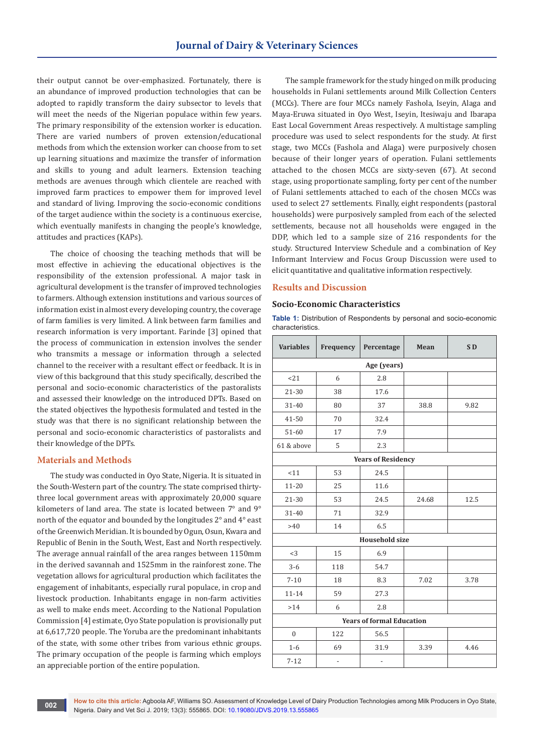their output cannot be over-emphasized. Fortunately, there is an abundance of improved production technologies that can be adopted to rapidly transform the dairy subsector to levels that will meet the needs of the Nigerian populace within few years. The primary responsibility of the extension worker is education. There are varied numbers of proven extension/educational methods from which the extension worker can choose from to set up learning situations and maximize the transfer of information and skills to young and adult learners. Extension teaching methods are avenues through which clientele are reached with improved farm practices to empower them for improved level and standard of living. Improving the socio-economic conditions of the target audience within the society is a continuous exercise, which eventually manifests in changing the people's knowledge, attitudes and practices (KAPs).

The choice of choosing the teaching methods that will be most effective in achieving the educational objectives is the responsibility of the extension professional. A major task in agricultural development is the transfer of improved technologies to farmers. Although extension institutions and various sources of information exist in almost every developing country, the coverage of farm families is very limited. A link between farm families and research information is very important. Farinde [3] opined that the process of communication in extension involves the sender who transmits a message or information through a selected channel to the receiver with a resultant effect or feedback. It is in view of this background that this study specifically, described the personal and socio-economic characteristics of the pastoralists and assessed their knowledge on the introduced DPTs. Based on the stated objectives the hypothesis formulated and tested in the study was that there is no significant relationship between the personal and socio-economic characteristics of pastoralists and their knowledge of the DPTs.

## Materials and Methods

The study was conducted in Oyo State, Nigeria. It is situated in the South-Western part of the country. The state comprised thirty-three local government areas with approximately 20,000 square kilometers of land area. The state is located between 7° and 9° north of the equator and bounded by the longitudes 2° and 4° east of the Greenwich Meridian. It is bounded by Ogun, Osun, Kwara and Republic of Benin in the South, West, East and North respectively. The average annual rainfall of the area ranges between 1150mm in the derived savannah and 1525mm in the rainforest zone. The vegetation allows for agricultural production which facilitates the engagement of inhabitants, especially rural populace, in crop and livestock production. Inhabitants engage in non-farm activities as well to make ends meet. According to the National Population Commission [4] estimate, Oyo State population is provisionally put at 6,617,720 people. The Yoruba are the predominant inhabitants of the state, with some other tribes from various ethnic groups. The primary occupation of the people is farming which employs an appreciable portion of the entire population.

The sample framework for the study hinged on milk producing households in Fulani settlements around Milk Collection Centers (MCCs). There are four MCCs namely Fashola, Iseyin, Alaga and Maya-Eruwa situated in Oyo West, Iseyin, Itesiwaju and Ibarapa East Local Government Areas respectively. A multistage sampling procedure was used to select respondents for the study. At first stage, two MCCs (Fashola and Alaga) were purposively chosen because of their longer years of operation. Fulani settlements attached to the chosen MCCs are sixty-seven (67). At second stage, using proportionate sampling, forty per cent of the number of Fulani settlements attached to each of the chosen MCCs was used to select 27 settlements. Finally, eight respondents (pastoral households) were purposively sampled from each of the selected settlements, because not all households were engaged in the DDP, which led to a sample size of 216 respondents for the study. Structured Interview Schedule and a combination of Key Informant Interview and Focus Group Discussion were used to elicit quantitative and qualitative information respectively.

## Results and Discussion

### Socio-Economic Characteristics

**Table 1:** Distribution of Respondents by personal and socio-economic characteristics.

| Variables | Frequency | Percentage | Mean | S D |
|---|---|---|---|---|
| **Age (years)** | | | | |
| <21 | 6 | 2.8 | | |
| 21-30 | 38 | 17.6 | | |
| 31-40 | 80 | 37 | 38.8 | 9.82 |
| 41-50 | 70 | 32.4 | | |
| 51-60 | 17 | 7.9 | | |
| 61 & above | 5 | 2.3 | | |
| **Years of Residency** | | | | |
| <11 | 53 | 24.5 | | |
| 11-20 | 25 | 11.6 | | |
| 21-30 | 53 | 24.5 | 24.68 | 12.5 |
| 31-40 | 71 | 32.9 | | |
| >40 | 14 | 6.5 | | |
| **Household size** | | | | |
| <3 | 15 | 6.9 | | |
| 3-6 | 118 | 54.7 | | |
| 7-10 | 18 | 8.3 | 7.02 | 3.78 |
| 11-14 | 59 | 27.3 | | |
| >14 | 6 | 2.8 | | |
| **Years of formal Education** | | | | |
| 0 | 122 | 56.5 | | |
| 1-6 | 69 | 31.9 | 3.39 | 4.46 |
| 7-12 | - | - | | |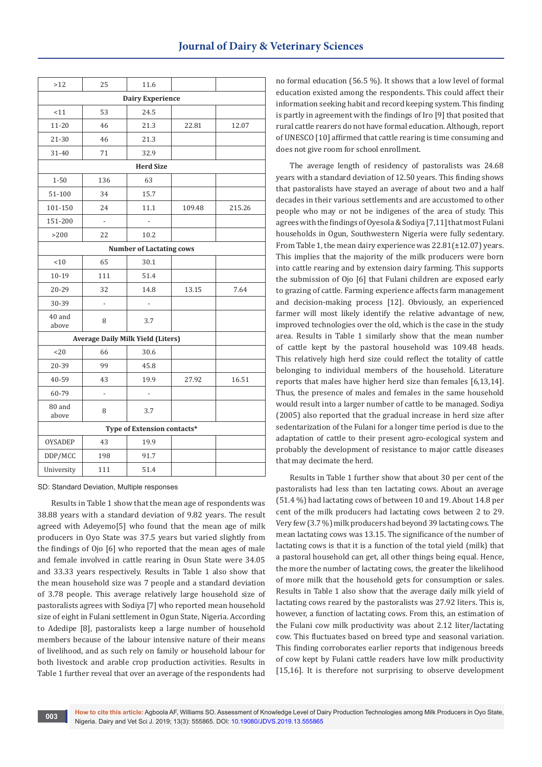| | | | | |
|---|---|---|---|---|
| >12 | 25 | 11.6 | | |
| **Dairy Experience** | | | | |
| <11 | 53 | 24.5 | | |
| 11-20 | 46 | 21.3 | 22.81 | 12.07 |
| 21-30 | 46 | 21.3 | | |
| 31-40 | 71 | 32.9 | | |
| **Herd Size** | | | | |
| 1-50 | 136 | 63 | | |
| 51-100 | 34 | 15.7 | | |
| 101-150 | 24 | 11.1 | 109.48 | 215.26 |
| 151-200 | - | - | | |
| >200 | 22 | 10.2 | | |
| **Number of Lactating cows** | | | | |
| <10 | 65 | 30.1 | | |
| 10-19 | 111 | 51.4 | | |
| 20-29 | 32 | 14.8 | 13.15 | 7.64 |
| 30-39 | - | - | | |
| 40 and above | 8 | 3.7 | | |
| **Average Daily Milk Yield (Liters)** | | | | |
| <20 | 66 | 30.6 | | |
| 20-39 | 99 | 45.8 | | |
| 40-59 | 43 | 19.9 | 27.92 | 16.51 |
| 60-79 | - | - | | |
| 80 and above | 8 | 3.7 | | |
| **Type of Extension contacts*** | | | | |
| OYSADEP | 43 | 19.9 | | |
| DDP/MCC | 198 | 91.7 | | |
| University | 111 | 51.4 | | |

SD: Standard Deviation, Multiple responses

Results in Table 1 show that the mean age of respondents was 38.88 years with a standard deviation of 9.82 years. The result agreed with Adeyemo[5] who found that the mean age of milk producers in Oyo State was 37.5 years but varied slightly from the findings of Ojo [6] who reported that the mean ages of male and female involved in cattle rearing in Osun State were 34.05 and 33.33 years respectively. Results in Table 1 also show that the mean household size was 7 people and a standard deviation of 3.78 people. This average relatively large household size of pastoralists agrees with Sodiya [7] who reported mean household size of eight in Fulani settlement in Ogun State, Nigeria. According to Adedipe [8], pastoralists keep a large number of household members because of the labour intensive nature of their means of livelihood, and as such rely on family or household labour for both livestock and arable crop production activities. Results in Table 1 further reveal that over an average of the respondents had no formal education (56.5 %). It shows that a low level of formal education existed among the respondents. This could affect their information seeking habit and record keeping system. This finding is partly in agreement with the findings of Iro [9] that posited that rural cattle rearers do not have formal education. Although, report of UNESCO [10] affirmed that cattle rearing is time consuming and does not give room for school enrollment.

The average length of residency of pastoralists was 24.68 years with a standard deviation of 12.50 years. This finding shows that pastoralists have stayed an average of about two and a half decades in their various settlements and are accustomed to other people who may or not be indigenes of the area of study. This agrees with the findings of Oyesola & Sodiya [7,11] that most Fulani households in Ogun, Southwestern Nigeria were fully sedentary. From Table 1, the mean dairy experience was 22.81(±12.07) years. This implies that the majority of the milk producers were born into cattle rearing and by extension dairy farming. This supports the submission of Ojo [6] that Fulani children are exposed early to grazing of cattle. Farming experience affects farm management and decision-making process [12]. Obviously, an experienced farmer will most likely identify the relative advantage of new, improved technologies over the old, which is the case in the study area. Results in Table 1 similarly show that the mean number of cattle kept by the pastoral household was 109.48 heads. This relatively high herd size could reflect the totality of cattle belonging to individual members of the household. Literature reports that males have higher herd size than females [6,13,14]. Thus, the presence of males and females in the same household would result into a larger number of cattle to be managed. Sodiya (2005) also reported that the gradual increase in herd size after sedentarization of the Fulani for a longer time period is due to the adaptation of cattle to their present agro-ecological system and probably the development of resistance to major cattle diseases that may decimate the herd.

Results in Table 1 further show that about 30 per cent of the pastoralists had less than ten lactating cows. About an average (51.4 %) had lactating cows of between 10 and 19. About 14.8 per cent of the milk producers had lactating cows between 2 to 29. Very few (3.7 %) milk producers had beyond 39 lactating cows. The mean lactating cows was 13.15. The significance of the number of lactating cows is that it is a function of the total yield (milk) that a pastoral household can get, all other things being equal. Hence, the more the number of lactating cows, the greater the likelihood of more milk that the household gets for consumption or sales. Results in Table 1 also show that the average daily milk yield of lactating cows reared by the pastoralists was 27.92 liters. This is, however, a function of lactating cows. From this, an estimation of the Fulani cow milk productivity was about 2.12 liter/lactating cow. This fluctuates based on breed type and seasonal variation. This finding corroborates earlier reports that indigenous breeds of cow kept by Fulani cattle readers have low milk productivity [15,16]. It is therefore not surprising to observe development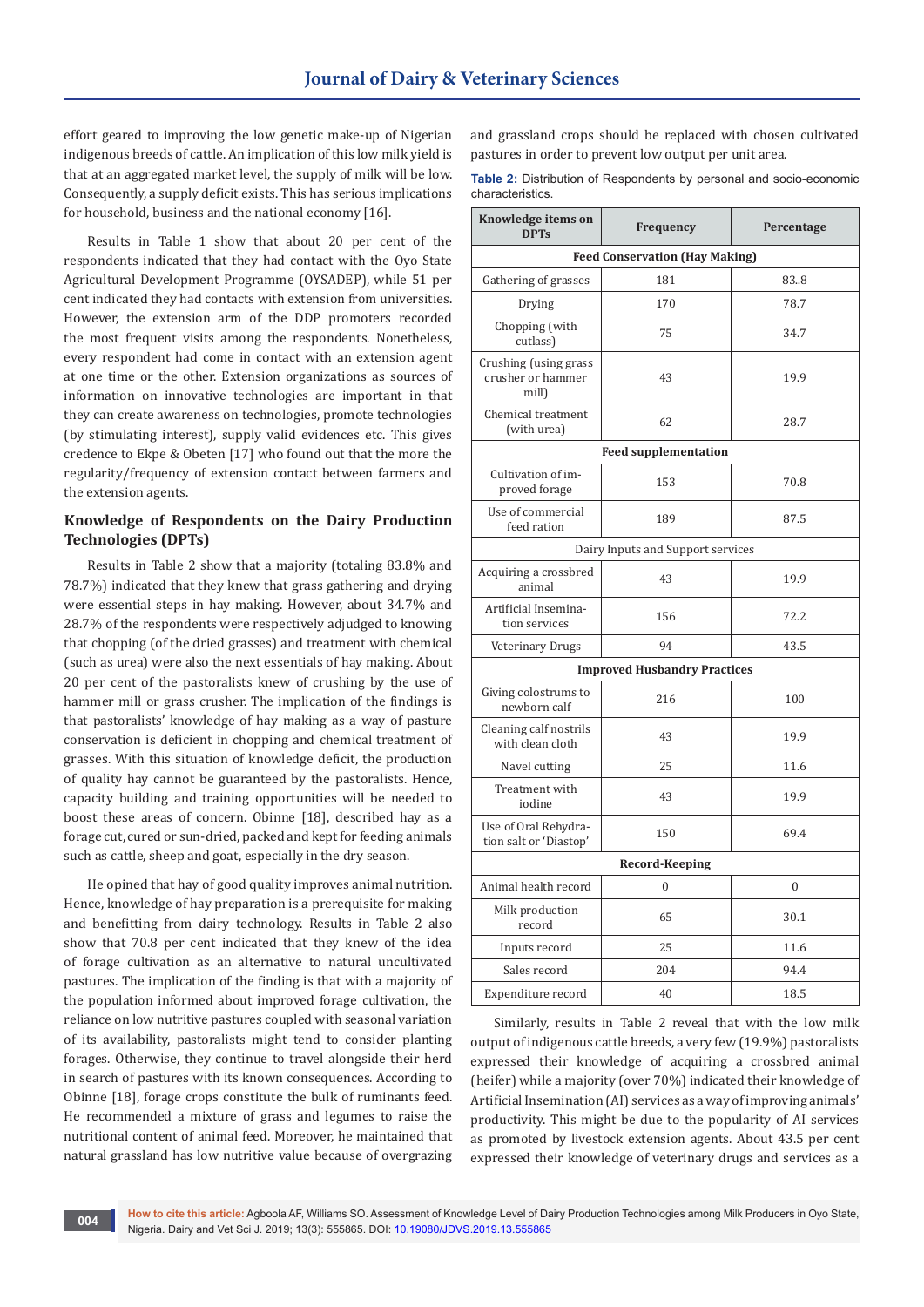effort geared to improving the low genetic make-up of Nigerian indigenous breeds of cattle. An implication of this low milk yield is that at an aggregated market level, the supply of milk will be low. Consequently, a supply deficit exists. This has serious implications for household, business and the national economy [16].

Results in Table 1 show that about 20 per cent of the respondents indicated that they had contact with the Oyo State Agricultural Development Programme (OYSADEP), while 51 per cent indicated they had contacts with extension from universities. However, the extension arm of the DDP promoters recorded the most frequent visits among the respondents. Nonetheless, every respondent had come in contact with an extension agent at one time or the other. Extension organizations as sources of information on innovative technologies are important in that they can create awareness on technologies, promote technologies (by stimulating interest), supply valid evidences etc. This gives credence to Ekpe & Obeten [17] who found out that the more the regularity/frequency of extension contact between farmers and the extension agents.

## Knowledge of Respondents on the Dairy Production Technologies (DPTs)

Results in Table 2 show that a majority (totaling 83.8% and 78.7%) indicated that they knew that grass gathering and drying were essential steps in hay making. However, about 34.7% and 28.7% of the respondents were respectively adjudged to knowing that chopping (of the dried grasses) and treatment with chemical (such as urea) were also the next essentials of hay making. About 20 per cent of the pastoralists knew of crushing by the use of hammer mill or grass crusher. The implication of the findings is that pastoralists' knowledge of hay making as a way of pasture conservation is deficient in chopping and chemical treatment of grasses. With this situation of knowledge deficit, the production of quality hay cannot be guaranteed by the pastoralists. Hence, capacity building and training opportunities will be needed to boost these areas of concern. Obinne [18], described hay as a forage cut, cured or sun-dried, packed and kept for feeding animals such as cattle, sheep and goat, especially in the dry season.

He opined that hay of good quality improves animal nutrition. Hence, knowledge of hay preparation is a prerequisite for making and benefitting from dairy technology. Results in Table 2 also show that 70.8 per cent indicated that they knew of the idea of forage cultivation as an alternative to natural uncultivated pastures. The implication of the finding is that with a majority of the population informed about improved forage cultivation, the reliance on low nutritive pastures coupled with seasonal variation of its availability, pastoralists might tend to consider planting forages. Otherwise, they continue to travel alongside their herd in search of pastures with its known consequences. According to Obinne [18], forage crops constitute the bulk of ruminants feed. He recommended a mixture of grass and legumes to raise the nutritional content of animal feed. Moreover, he maintained that natural grassland has low nutritive value because of overgrazing and grassland crops should be replaced with chosen cultivated pastures in order to prevent low output per unit area.

**Table 2:** Distribution of Respondents by personal and socio-economic characteristics.

| Knowledge items on DPTs | Frequency | Percentage |
|---|---|---|
| **Feed Conservation (Hay Making)** | | |
| Gathering of grasses | 181 | 83..8 |
| Drying | 170 | 78.7 |
| Chopping (with cutlass) | 75 | 34.7 |
| Crushing (using grass crusher or hammer mill) | 43 | 19.9 |
| Chemical treatment (with urea) | 62 | 28.7 |
| **Feed supplementation** | | |
| Cultivation of improved forage | 153 | 70.8 |
| Use of commercial feed ration | 189 | 87.5 |
| Dairy Inputs and Support services | | |
| Acquiring a crossbred animal | 43 | 19.9 |
| Artificial Insemination services | 156 | 72.2 |
| Veterinary Drugs | 94 | 43.5 |
| **Improved Husbandry Practices** | | |
| Giving colostrums to newborn calf | 216 | 100 |
| Cleaning calf nostrils with clean cloth | 43 | 19.9 |
| Navel cutting | 25 | 11.6 |
| Treatment with iodine | 43 | 19.9 |
| Use of Oral Rehydration salt or 'Diastop' | 150 | 69.4 |
| **Record-Keeping** | | |
| Animal health record | 0 | 0 |
| Milk production record | 65 | 30.1 |
| Inputs record | 25 | 11.6 |
| Sales record | 204 | 94.4 |
| Expenditure record | 40 | 18.5 |

Similarly, results in Table 2 reveal that with the low milk output of indigenous cattle breeds, a very few (19.9%) pastoralists expressed their knowledge of acquiring a crossbred animal (heifer) while a majority (over 70%) indicated their knowledge of Artificial Insemination (AI) services as a way of improving animals' productivity. This might be due to the popularity of AI services as promoted by livestock extension agents. About 43.5 per cent expressed their knowledge of veterinary drugs and services as a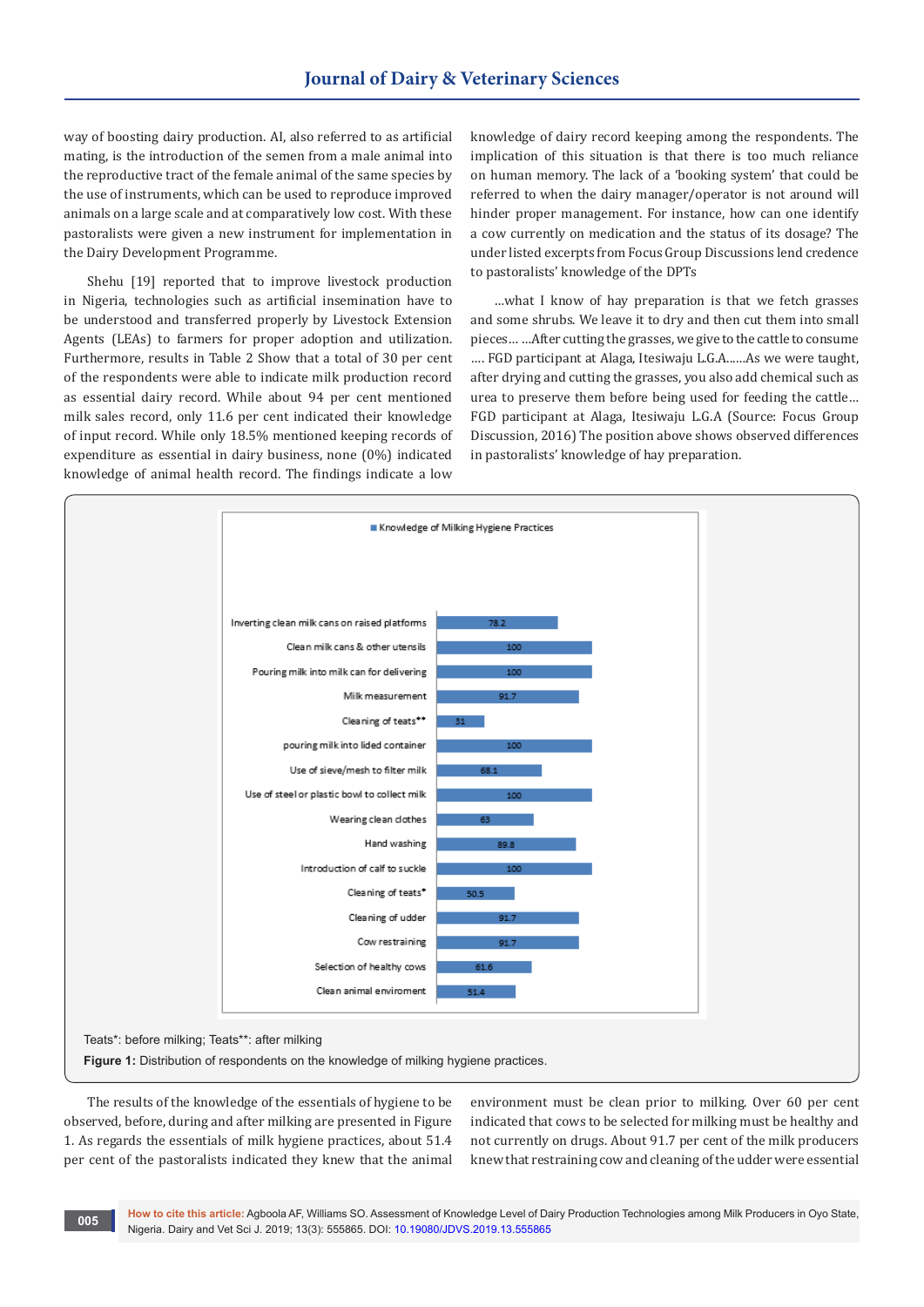way of boosting dairy production. AI, also referred to as artificial mating, is the introduction of the semen from a male animal into the reproductive tract of the female animal of the same species by the use of instruments, which can be used to reproduce improved animals on a large scale and at comparatively low cost. With these pastoralists were given a new instrument for implementation in the Dairy Development Programme.

Shehu [19] reported that to improve livestock production in Nigeria, technologies such as artificial insemination have to be understood and transferred properly by Livestock Extension Agents (LEAs) to farmers for proper adoption and utilization. Furthermore, results in Table 2 Show that a total of 30 per cent of the respondents were able to indicate milk production record as essential dairy record. While about 94 per cent mentioned milk sales record, only 11.6 per cent indicated their knowledge of input record. While only 18.5% mentioned keeping records of expenditure as essential in dairy business, none (0%) indicated knowledge of animal health record. The findings indicate a low knowledge of dairy record keeping among the respondents. The implication of this situation is that there is too much reliance on human memory. The lack of a 'booking system' that could be referred to when the dairy manager/operator is not around will hinder proper management. For instance, how can one identify a cow currently on medication and the status of its dosage? The under listed excerpts from Focus Group Discussions lend credence to pastoralists' knowledge of the DPTs

...what I know of hay preparation is that we fetch grasses and some shrubs. We leave it to dry and then cut them into small pieces... ...After cutting the grasses, we give to the cattle to consume .... FGD participant at Alaga, Itesiwaju L.G.A......As we were taught, after drying and cutting the grasses, you also add chemical such as urea to preserve them before being used for feeding the cattle... FGD participant at Alaga, Itesiwaju L.G.A (Source: Focus Group Discussion, 2016) The position above shows observed differences in pastoralists' knowledge of hay preparation.

| Knowledge of Milking Hygiene Practices | % |
|---|---|
| Inverting clean milk cans on raised platforms | 78.2 |
| Clean milk cans & other utensils | 100 |
| Pouring milk into milk can for delivering | 100 |
| Milk measurement | 91.7 |
| Cleaning of teats** | 31 |
| pouring milk into lided container | 100 |
| Use of sieve/mesh to filter milk | 68.1 |
| Use of steel or plastic bowl to collect milk | 100 |
| Wearing clean clothes | 63 |
| Hand washing | 89.8 |
| Introduction of calf to suckle | 100 |
| Cleaning of teats* | 50.5 |
| Cleaning of udder | 91.7 |
| Cow restraining | 91.7 |
| Selection of healthy cows | 61.6 |
| Clean animal enviroment | 51.4 |

Teats*: before milking; Teats**: after milking

**Figure 1:** Distribution of respondents on the knowledge of milking hygiene practices.

The results of the knowledge of the essentials of hygiene to be observed, before, during and after milking are presented in Figure 1. As regards the essentials of milk hygiene practices, about 51.4 per cent of the pastoralists indicated they knew that the animal environment must be clean prior to milking. Over 60 per cent indicated that cows to be selected for milking must be healthy and not currently on drugs. About 91.7 per cent of the milk producers knew that restraining cow and cleaning of the udder were essential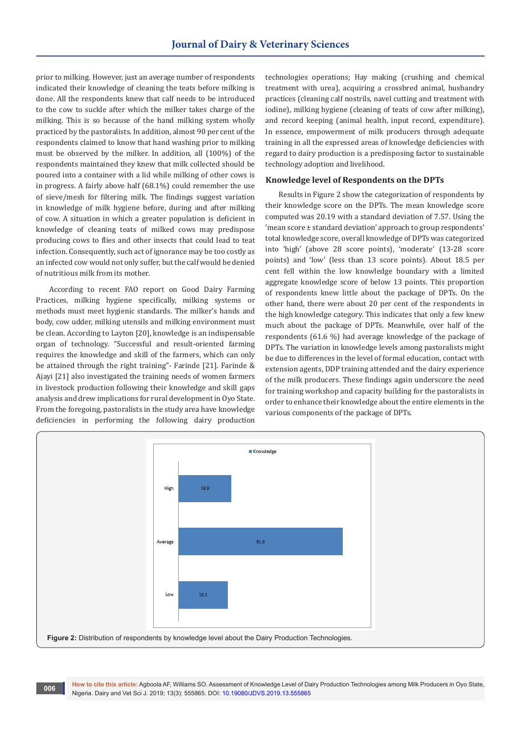prior to milking. However, just an average number of respondents indicated their knowledge of cleaning the teats before milking is done. All the respondents knew that calf needs to be introduced to the cow to suckle after which the milker takes charge of the milking. This is so because of the hand milking system wholly practiced by the pastoralists. In addition, almost 90 per cent of the respondents claimed to know that hand washing prior to milking must be observed by the milker. In addition, all (100%) of the respondents maintained they knew that milk collected should be poured into a container with a lid while milking of other cows is in progress. A fairly above half (68.1%) could remember the use of sieve/mesh for filtering milk. The findings suggest variation in knowledge of milk hygiene before, during and after milking of cow. A situation in which a greater population is deficient in knowledge of cleaning teats of milked cows may predispose producing cows to flies and other insects that could lead to teat infection. Consequently, such act of ignorance may be too costly as an infected cow would not only suffer, but the calf would be denied of nutritious milk from its mother.

According to recent FAO report on Good Dairy Farming Practices, milking hygiene specifically, milking systems or methods must meet hygienic standards. The milker's hands and body, cow udder, milking utensils and milking environment must be clean. According to Layton [20], knowledge is an indispensable organ of technology. "Successful and result-oriented farming requires the knowledge and skill of the farmers, which can only be attained through the right training"- Farinde [21]. Farinde & Ajayi [21] also investigated the training needs of women farmers in livestock production following their knowledge and skill gaps analysis and drew implications for rural development in Oyo State. From the foregoing, pastoralists in the study area have knowledge deficiencies in performing the following dairy production technologies operations; Hay making (crushing and chemical treatment with urea), acquiring a crossbred animal, husbandry practices (cleaning calf nostrils, navel cutting and treatment with iodine), milking hygiene (cleaning of teats of cow after milking), and record keeping (animal health, input record, expenditure). In essence, empowerment of milk producers through adequate training in all the expressed areas of knowledge deficiencies with regard to dairy production is a predisposing factor to sustainable technology adoption and livelihood.

### Knowledge level of Respondents on the DPTs

Results in Figure 2 show the categorization of respondents by their knowledge score on the DPTs. The mean knowledge score computed was 20.19 with a standard deviation of 7.57. Using the 'mean score ± standard deviation' approach to group respondents' total knowledge score, overall knowledge of DPTs was categorized into 'high' (above 28 score points), 'moderate' (13-28 score points) and 'low' (less than 13 score points). About 18.5 per cent fell within the low knowledge boundary with a limited aggregate knowledge score of below 13 points. This proportion of respondents knew little about the package of DPTs. On the other hand, there were about 20 per cent of the respondents in the high knowledge category. This indicates that only a few knew much about the package of DPTs. Meanwhile, over half of the respondents (61.6 %) had average knowledge of the package of DPTs. The variation in knowledge levels among pastoralists might be due to differences in the level of formal education, contact with extension agents, DDP training attended and the dairy experience of the milk producers. These findings again underscore the need for training workshop and capacity building for the pastoralists in order to enhance their knowledge about the entire elements in the various components of the package of DPTs.

| Knowledge level | Knowledge (%) |
|---|---|
| High | 19.9 |
| Average | 61.6 |
| Low | 18.5 |

**Figure 2:** Distribution of respondents by knowledge level about the Dairy Production Technologies.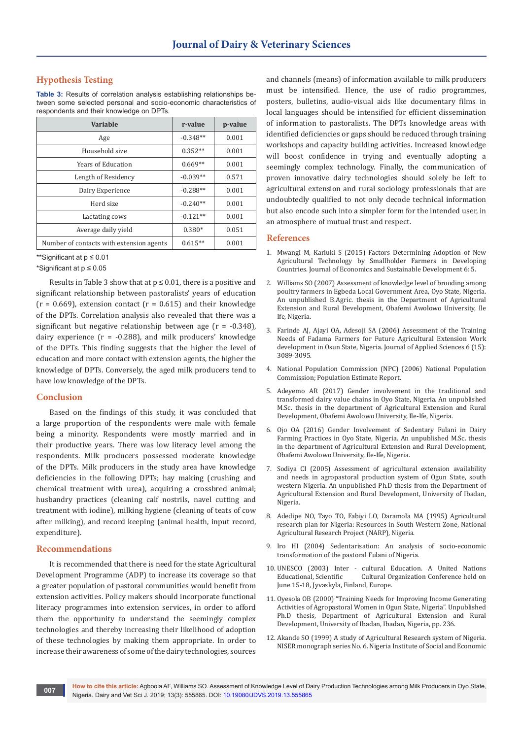## Hypothesis Testing

**Table 3:** Results of correlation analysis establishing relationships between some selected personal and socio-economic characteristics of respondents and their knowledge on DPTs.

| Variable | r-value | p-value |
|---|---|---|
| Age | -0.348** | 0.001 |
| Household size | 0.352** | 0.001 |
| Years of Education | 0.669** | 0.001 |
| Length of Residency | -0.039** | 0.571 |
| Dairy Experience | -0.288** | 0.001 |
| Herd size | -0.240** | 0.001 |
| Lactating cows | -0.121** | 0.001 |
| Average daily yield | 0.380* | 0.051 |
| Number of contacts with extension agents | 0.615** | 0.001 |

**Significant at $p \leq 0.01$

*Significant at $p \leq 0.05$

Results in Table 3 show that at $p \leq 0.01$, there is a positive and significant relationship between pastoralists' years of education ($r = 0.669$), extension contact ($r = 0.615$) and their knowledge of the DPTs. Correlation analysis also revealed that there was a significant but negative relationship between age ($r = -0.348$), dairy experience ($r = -0.288$), and milk producers' knowledge of the DPTs. This finding suggests that the higher the level of education and more contact with extension agents, the higher the knowledge of DPTs. Conversely, the aged milk producers tend to have low knowledge of the DPTs.

## Conclusion

Based on the findings of this study, it was concluded that a large proportion of the respondents were male with female being a minority. Respondents were mostly married and in their productive years. There was low literacy level among the respondents. Milk producers possessed moderate knowledge of the DPTs. Milk producers in the study area have knowledge deficiencies in the following DPTs; hay making (crushing and chemical treatment with urea), acquiring a crossbred animal; husbandry practices (cleaning calf nostrils, navel cutting and treatment with iodine), milking hygiene (cleaning of teats of cow after milking), and record keeping (animal health, input record, expenditure).

## Recommendations

It is recommended that there is need for the state Agricultural Development Programme (ADP) to increase its coverage so that a greater population of pastoral communities would benefit from extension activities. Policy makers should incorporate functional literacy programmes into extension services, in order to afford them the opportunity to understand the seemingly complex technologies and thereby increasing their likelihood of adoption of these technologies by making them appropriate. In order to increase their awareness of some of the dairy technologies, sources and channels (means) of information available to milk producers must be intensified. Hence, the use of radio programmes, posters, bulletins, audio-visual aids like documentary films in local languages should be intensified for efficient dissemination of information to pastoralists. The DPTs knowledge areas with identified deficiencies or gaps should be reduced through training workshops and capacity building activities. Increased knowledge will boost confidence in trying and eventually adopting a seemingly complex technology. Finally, the communication of proven innovative dairy technologies should solely be left to agricultural extension and rural sociology professionals that are undoubtedly qualified to not only decode technical information but also encode such into a simpler form for the intended user, in an atmosphere of mutual trust and respect.

## References

1. Mwangi M, Kariuki S (2015) Factors Determining Adoption of New Agricultural Technology by Smallholder Farmers in Developing Countries. Journal of Economics and Sustainable Development 6: 5.
2. Williams SO (2007) Assessment of knowledge level of brooding among poultry farmers in Egbeda Local Government Area, Oyo State, Nigeria. An unpublished B.Agric. thesis in the Department of Agricultural Extension and Rural Development, Obafemi Awolowo University, Ile Ife, Nigeria.
3. Farinde AJ, Ajayi OA, Adesoji SA (2006) Assessment of the Training Needs of Fadama Farmers for Future Agricultural Extension Work development in Osun State, Nigeria. Journal of Applied Sciences 6 (15): 3089-3095.
4. National Population Commission (NPC) (2006) National Population Commission; Population Estimate Report.
5. Adeyemo AR (2017) Gender involvement in the traditional and transformed dairy value chains in Oyo State, Nigeria. An unpublished M.Sc. thesis in the department of Agricultural Extension and Rural Development, Obafemi Awolowo University, Ile-Ife, Nigeria.
6. Ojo OA (2016) Gender Involvement of Sedentary Fulani in Dairy Farming Practices in Oyo State, Nigeria. An unpublished M.Sc. thesis in the department of Agricultural Extension and Rural Development, Obafemi Awolowo University, Ile-Ife, Nigeria.
7. Sodiya CI (2005) Assessment of agricultural extension availability and needs in agropastoral production system of Ogun State, south western Nigeria. An unpublished Ph.D thesis from the Department of Agricultural Extension and Rural Development, University of Ibadan, Nigeria.
8. Adedipe NO, Tayo TO, Fabiyi LO, Daramola MA (1995) Agricultural research plan for Nigeria: Resources in South Western Zone, National Agricultural Research Project (NARP), Nigeria.
9. Iro HI (2004) Sedentarisation: An analysis of socio-economic transformation of the pastoral Fulani of Nigeria.
10. UNESCO (2003) Inter - cultural Education. A United Nations Educational, Scientific Cultural Organization Conference held on June 15-18, Jyvaskyla, Finland, Europe.
11. Oyesola OB (2000) "Training Needs for Improving Income Generating Activities of Agropastoral Women in Ogun State, Nigeria". Unpublished Ph.D thesis, Department of Agricultural Extension and Rural Development, University of Ibadan, Ibadan, Nigeria, pp. 236.
12. Akande SO (1999) A study of Agricultural Research system of Nigeria. NISER monograph series No. 6. Nigeria Institute of Social and Economic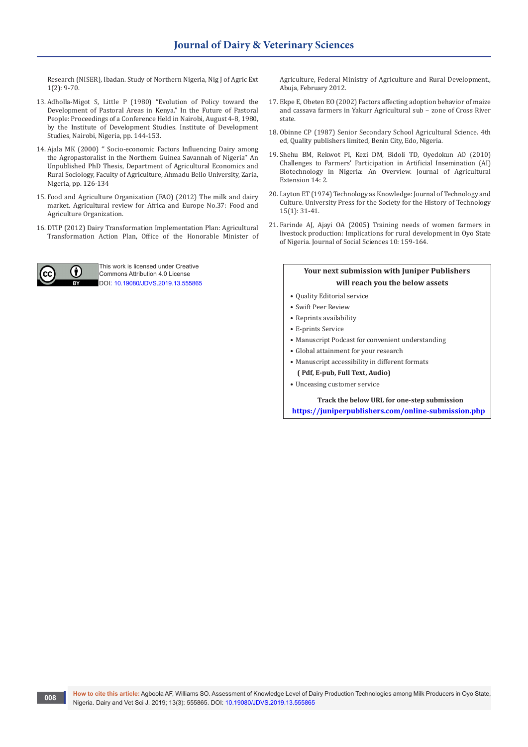Research (NISER), Ibadan. Study of Northern Nigeria, Nig J of Agric Ext 1(2): 9-70.

13. Adholla-Migot S, Little P (1980) "Evolution of Policy toward the Development of Pastoral Areas in Kenya." In the Future of Pastoral People: Proceedings of a Conference Held in Nairobi, August 4-8, 1980, by the Institute of Development Studies. Institute of Development Studies, Nairobi, Nigeria, pp. 144-153.
14. Ajala MK (2000) '' Socio-economic Factors Influencing Dairy among the Agropastoralist in the Northern Guinea Savannah of Nigeria'' An Unpublished PhD Thesis, Department of Agricultural Economics and Rural Sociology, Faculty of Agriculture, Ahmadu Bello University, Zaria, Nigeria, pp. 126-134
15. Food and Agriculture Organization (FAO) (2012) The milk and dairy market. Agricultural review for Africa and Europe No.37: Food and Agriculture Organization.
16. DTIP (2012) Dairy Transformation Implementation Plan: Agricultural Transformation Action Plan, Office of the Honorable Minister of Agriculture, Federal Ministry of Agriculture and Rural Development., Abuja, February 2012.
17. Ekpe E, Obeten EO (2002) Factors affecting adoption behavior of maize and cassava farmers in Yakurr Agricultural sub – zone of Cross River state.
18. Obinne CP (1987) Senior Secondary School Agricultural Science. 4th ed, Quality publishers limited, Benin City, Edo, Nigeria.
19. Shehu BM, Rekwot PI, Kezi DM, Bidoli TD, Oyedokun AO (2010) Challenges to Farmers' Participation in Artificial Insemination (AI) Biotechnology in Nigeria: An Overview. Journal of Agricultural Extension 14: 2.
20. Layton ET (1974) Technology as Knowledge: Journal of Technology and Culture. University Press for the Society for the History of Technology 15(1): 31-41.
21. Farinde AJ, Ajayi OA (2005) Training needs of women farmers in livestock production: Implications for rural development in Oyo State of Nigeria. Journal of Social Sciences 10: 159-164.

This work is licensed under Creative Commons Attribution 4.0 License
DOI: 10.19080/JDVS.2019.13.555865

**Your next submission with Juniper Publishers will reach you the below assets**

- Quality Editorial service
- Swift Peer Review
- Reprints availability
- E-prints Service
- Manuscript Podcast for convenient understanding
- Global attainment for your research
- Manuscript accessibility in different formats
  **( Pdf, E-pub, Full Text, Audio)**
- Unceasing customer service

**Track the below URL for one-step submission**
**https://juniperpublishers.com/online-submission.php**

**How to cite this article:** Agboola AF, Williams SO. Assessment of Knowledge Level of Dairy Production Technologies among Milk Producers in Oyo State, Nigeria. Dairy and Vet Sci J. 2019; 13(3): 555865. DOI: 10.19080/JDVS.2019.13.555865